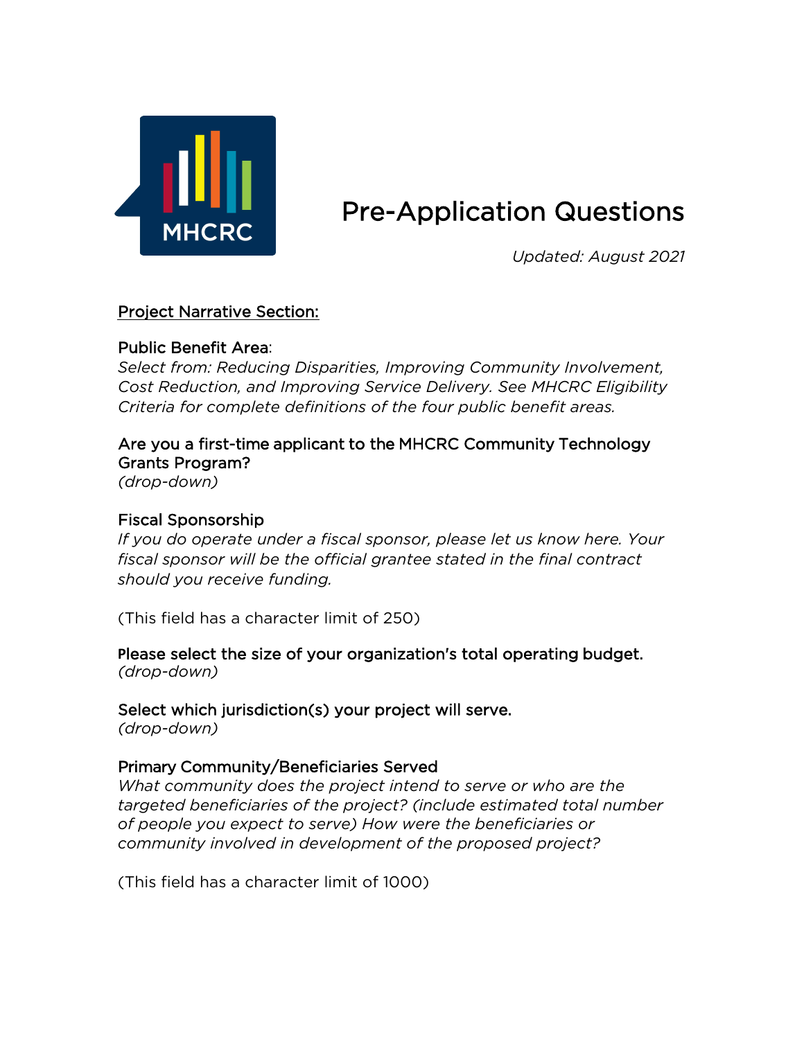MHCRC

# Pre-Application Questions

*Updated: August 2021*

## Project Narrative Section:

### Public Benefit Area:

*Select from: Reducing Disparities, Improving Community Involvement, Cost Reduction, and Improving Service Delivery. See MHCRC Eligibility Criteria for complete definitions of the four public benefit areas.*

### Are you a first-time applicant to the MHCRC Community Technology Grants Program?

*(drop-down)*

### Fiscal Sponsorship

*If you do operate under a fiscal sponsor, please let us know here. Your fiscal sponsor will be the official grantee stated in the final contract should you receive funding.*

(This field has a character limit of 250)

### Please select the size of your organization's total operating budget.

*(drop-down)*

### Select which jurisdiction(s) your project will serve.

*(drop-down)*

### Primary Community/Beneficiaries Served

*What community does the project intend to serve or who are the targeted beneficiaries of the project? (include estimated total number of people you expect to serve) How were the beneficiaries or community involved in development of the proposed project?*

(This field has a character limit of 1000)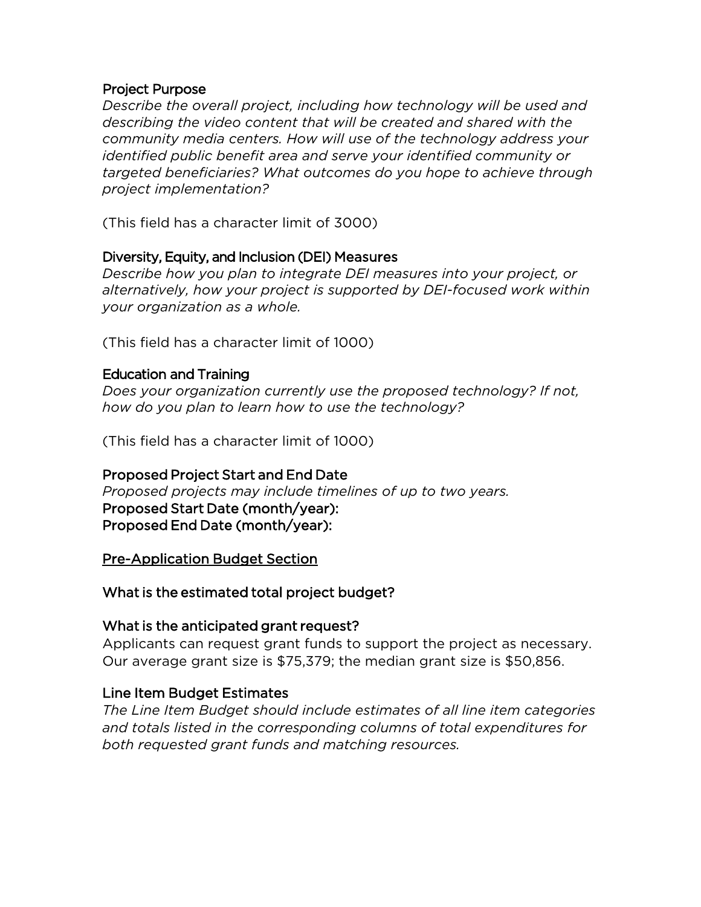**Project Purpose**

*Describe the overall project, including how technology will be used and describing the video content that will be created and shared with the community media centers. How will use of the technology address your identified public benefit area and serve your identified community or targeted beneficiaries? What outcomes do you hope to achieve through project implementation?*

(This field has a character limit of 3000)

**Diversity, Equity, and Inclusion (DEI) Measures**

*Describe how you plan to integrate DEI measures into your project, or alternatively, how your project is supported by DEI-focused work within your organization as a whole.*

(This field has a character limit of 1000)

**Education and Training**

*Does your organization currently use the proposed technology? If not, how do you plan to learn how to use the technology?*

(This field has a character limit of 1000)

**Proposed Project Start and End Date**

*Proposed projects may include timelines of up to two years.*

**Proposed Start Date (month/year):**

**Proposed End Date (month/year):**

<u>Pre-Application Budget Section</u>

**What is the estimated total project budget?**

**What is the anticipated grant request?**

Applicants can request grant funds to support the project as necessary. Our average grant size is $75,379; the median grant size is $50,856.

**Line Item Budget Estimates**

*The Line Item Budget should include estimates of all line item categories and totals listed in the corresponding columns of total expenditures for both requested grant funds and matching resources.*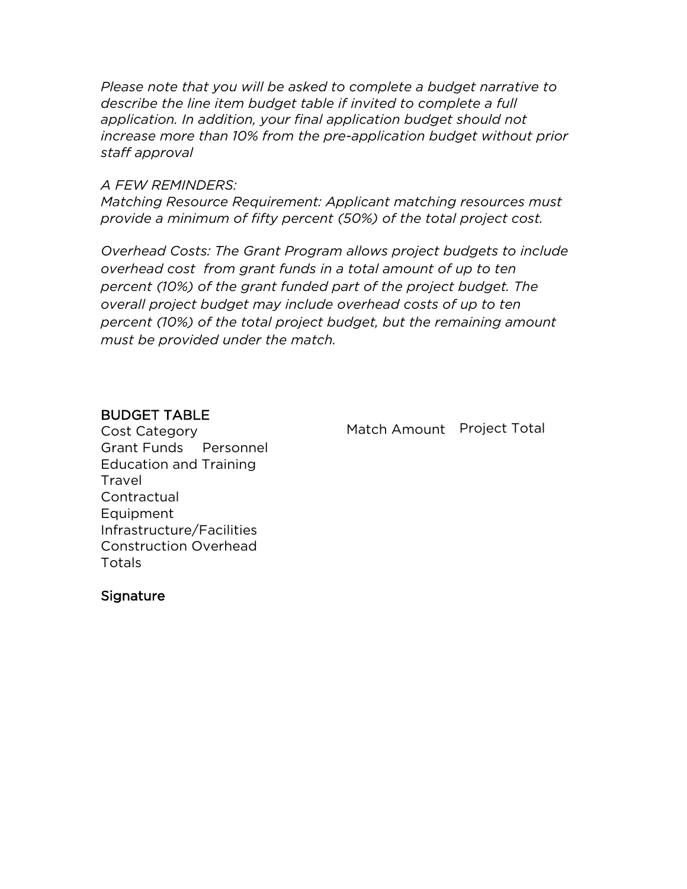*Please note that you will be asked to complete a budget narrative to describe the line item budget table if invited to complete a full application. In addition, your final application budget should not increase more than 10% from the pre-application budget without prior staff approval*

*A FEW REMINDERS:*
*Matching Resource Requirement: Applicant matching resources must provide a minimum of fifty percent (50%) of the total project cost.*

*Overhead Costs: The Grant Program allows project budgets to include overhead cost from grant funds in a total amount of up to ten percent (10%) of the grant funded part of the project budget. The overall project budget may include overhead costs of up to ten percent (10%) of the total project budget, but the remaining amount must be provided under the match.*

## BUDGET TABLE

Cost Category
Grant Funds Personnel
Education and Training
Travel
Contractual
Equipment
Infrastructure/Facilities
Construction Overhead
Totals

Match Amount Project Total

## Signature